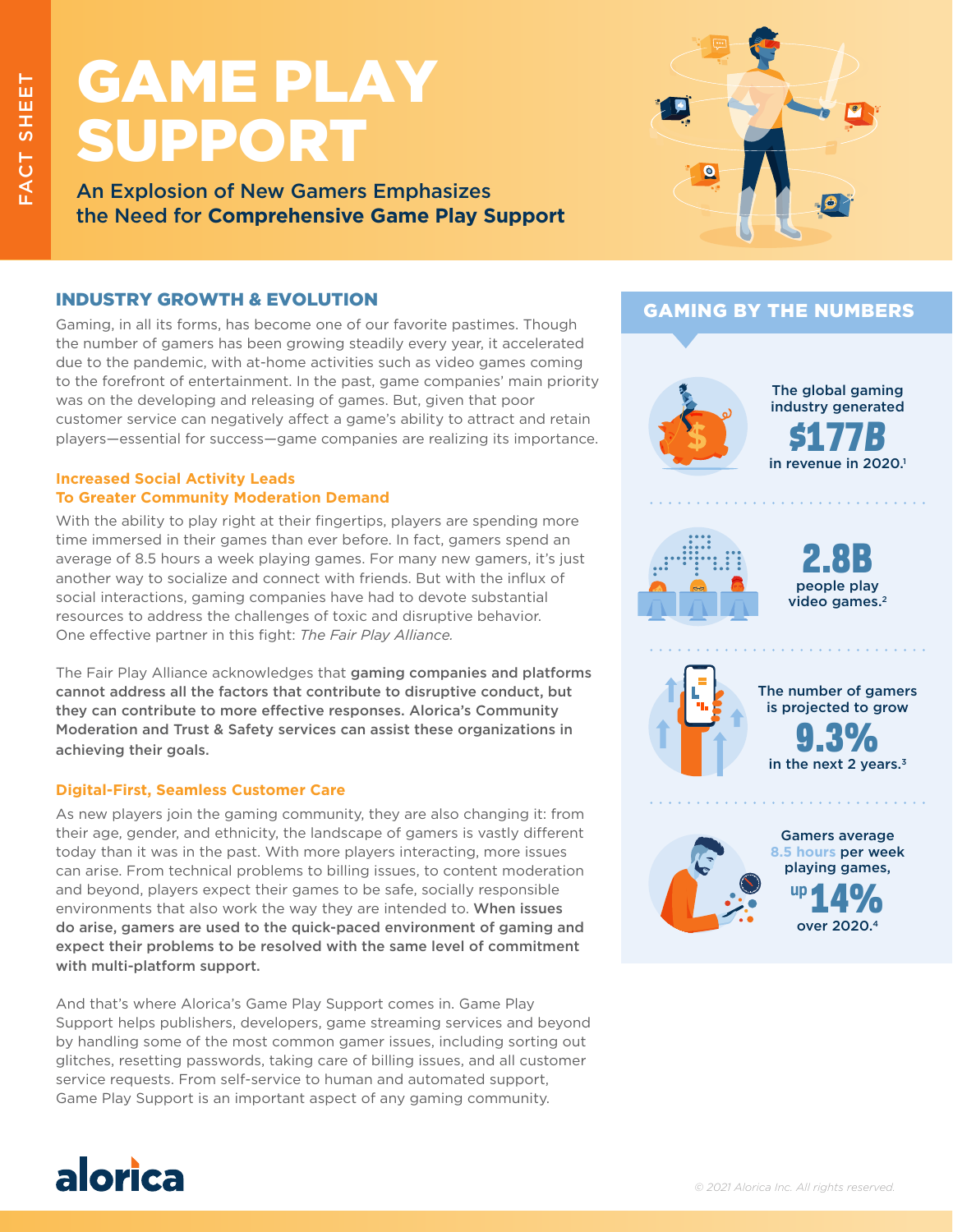FACT SHEET

# GAME PLAY SUPPORT

An Explosion of New Gamers Emphasizes the Need for **Comprehensive Game Play Support**

## INDUSTRY GROWTH & EVOLUTION

Gaming, in all its forms, has become one of our favorite pastimes. Though the number of gamers has been growing steadily every year, it accelerated due to the pandemic, with at-home activities such as video games coming to the forefront of entertainment. In the past, game companies' main priority was on the developing and releasing of games. But, given that poor customer service can negatively affect a game's ability to attract and retain players—essential for success—game companies are realizing its importance.

### Increased Social Activity Leads To Greater Community Moderation Demand

With the ability to play right at their fingertips, players are spending more time immersed in their games than ever before. In fact, gamers spend an average of 8.5 hours a week playing games. For many new gamers, it's just another way to socialize and connect with friends. But with the influx of social interactions, gaming companies have had to devote substantial resources to address the challenges of toxic and disruptive behavior. One effective partner in this fight: *The Fair Play Alliance.*

The Fair Play Alliance acknowledges that **gaming companies and platforms cannot address all the factors that contribute to disruptive conduct, but they can contribute to more effective responses. Alorica's Community Moderation and Trust & Safety services can assist these organizations in achieving their goals.**

### Digital-First, Seamless Customer Care

As new players join the gaming community, they are also changing it: from their age, gender, and ethnicity, the landscape of gamers is vastly different today than it was in the past. With more players interacting, more issues can arise. From technical problems to billing issues, to content moderation and beyond, players expect their games to be safe, socially responsible environments that also work the way they are intended to. **When issues do arise, gamers are used to the quick-paced environment of gaming and expect their problems to be resolved with the same level of commitment with multi-platform support.**

And that's where Alorica's Game Play Support comes in. Game Play Support helps publishers, developers, game streaming services and beyond by handling some of the most common gamer issues, including sorting out glitches, resetting passwords, taking care of billing issues, and all customer service requests. From self-service to human and automated support, Game Play Support is an important aspect of any gaming community.

## GAMING BY THE NUMBERS

The global gaming industry generated **$177B** in revenue in 2020.[1]

**2.8B** people play video games.[2]

The number of gamers is projected to grow **9.3%** in the next 2 years.[3]

Gamers average 8.5 hours per week playing games, **up 14%** over 2020.[4]

alorica

© 2021 Alorica Inc. All rights reserved.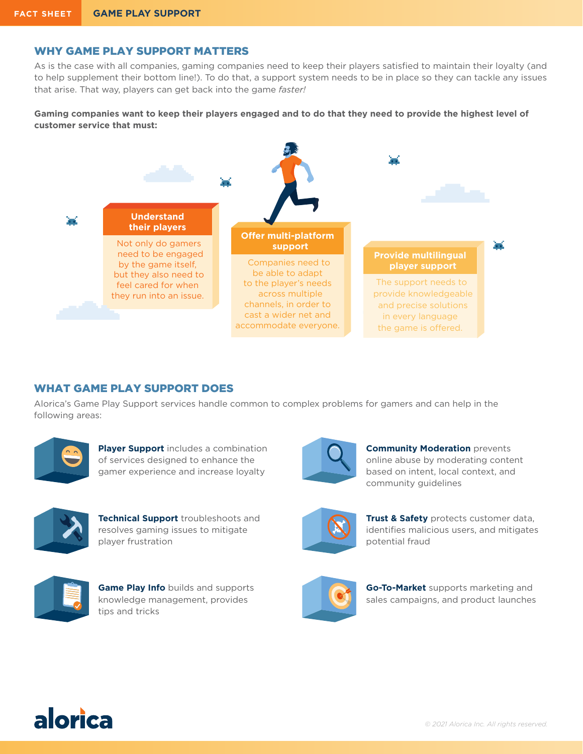## WHY GAME PLAY SUPPORT MATTERS

As is the case with all companies, gaming companies need to keep their players satisfied to maintain their loyalty (and to help supplement their bottom line!). To do that, a support system needs to be in place so they can tackle any issues that arise. That way, players can get back into the game *faster!*

**Gaming companies want to keep their players engaged and to do that they need to provide the highest level of customer service that must:**

**Understand their players**

Not only do gamers need to be engaged by the game itself, but they also need to feel cared for when they run into an issue.

**Offer multi-platform support**

Companies need to be able to adapt to the player's needs across multiple channels, in order to cast a wider net and accommodate everyone.

**Provide multilingual player support**

The support needs to provide knowledgeable and precise solutions in every language the game is offered.

## WHAT GAME PLAY SUPPORT DOES

Alorica's Game Play Support services handle common to complex problems for gamers and can help in the following areas:

**Player Support** includes a combination of services designed to enhance the gamer experience and increase loyalty

**Technical Support** troubleshoots and resolves gaming issues to mitigate player frustration

**Game Play Info** builds and supports knowledge management, provides tips and tricks

**Community Moderation** prevents online abuse by moderating content based on intent, local context, and community guidelines

**Trust & Safety** protects customer data, identifies malicious users, and mitigates potential fraud

**Go-To-Market** supports marketing and sales campaigns, and product launches

*© 2021 Alorica Inc. All rights reserved.*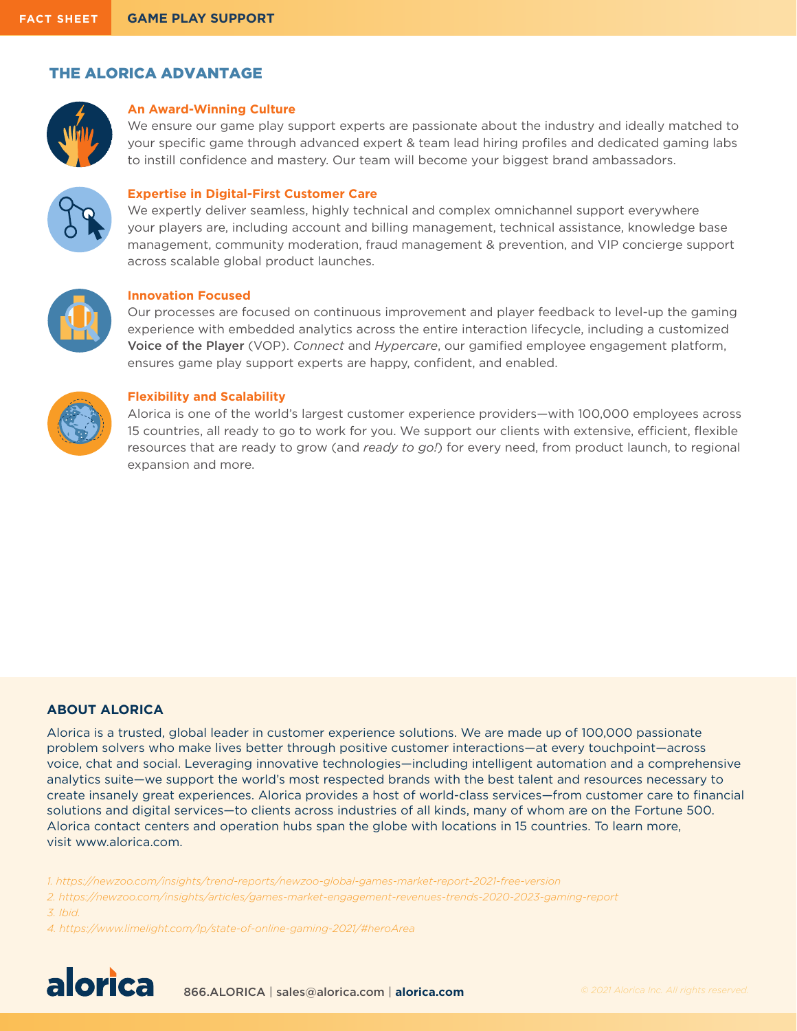## THE ALORICA ADVANTAGE

### An Award-Winning Culture

We ensure our game play support experts are passionate about the industry and ideally matched to your specific game through advanced expert & team lead hiring profiles and dedicated gaming labs to instill confidence and mastery. Our team will become your biggest brand ambassadors.

### Expertise in Digital-First Customer Care

We expertly deliver seamless, highly technical and complex omnichannel support everywhere your players are, including account and billing management, technical assistance, knowledge base management, community moderation, fraud management & prevention, and VIP concierge support across scalable global product launches.

### Innovation Focused

Our processes are focused on continuous improvement and player feedback to level-up the gaming experience with embedded analytics across the entire interaction lifecycle, including a customized **Voice of the Player** (VOP). *Connect* and *Hypercare*, our gamified employee engagement platform, ensures game play support experts are happy, confident, and enabled.

### Flexibility and Scalability

Alorica is one of the world's largest customer experience providers—with 100,000 employees across 15 countries, all ready to go to work for you. We support our clients with extensive, efficient, flexible resources that are ready to grow (and *ready to go!*) for every need, from product launch, to regional expansion and more.

## ABOUT ALORICA

Alorica is a trusted, global leader in customer experience solutions. We are made up of 100,000 passionate problem solvers who make lives better through positive customer interactions—at every touchpoint—across voice, chat and social. Leveraging innovative technologies—including intelligent automation and a comprehensive analytics suite—we support the world's most respected brands with the best talent and resources necessary to create insanely great experiences. Alorica provides a host of world-class services—from customer care to financial solutions and digital services—to clients across industries of all kinds, many of whom are on the Fortune 500. Alorica contact centers and operation hubs span the globe with locations in 15 countries. To learn more, visit www.alorica.com.

1. https://newzoo.com/insights/trend-reports/newzoo-global-games-market-report-2021-free-version
2. https://newzoo.com/insights/articles/games-market-engagement-revenues-trends-2020-2023-gaming-report
3. Ibid.
4. https://www.limelight.com/lp/state-of-online-gaming-2021/#heroArea

866.ALORICA | sales@alorica.com | **alorica.com**

© 2021 Alorica Inc. All rights reserved.